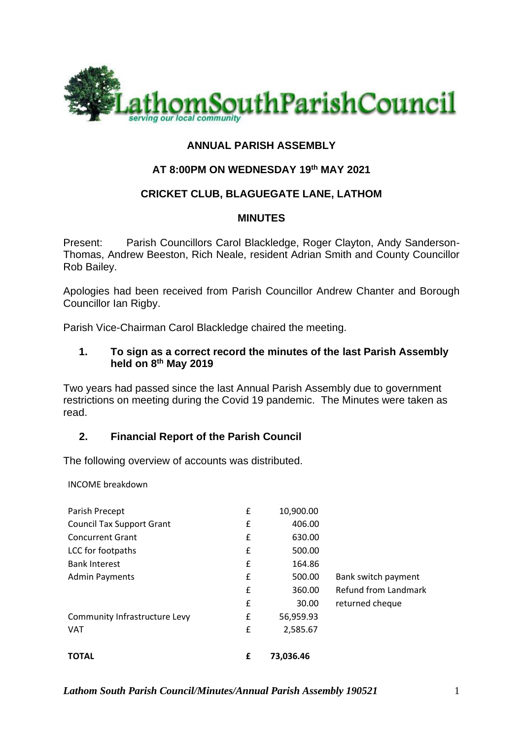**ANNUAL PARISH ASSEMBLY**

**AT 8:00PM ON WEDNESDAY 19th MAY 2021**

**CRICKET CLUB, BLAGUEGATE LANE, LATHOM**

**MINUTES**

Present: Parish Councillors Carol Blackledge, Roger Clayton, Andy Sanderson-Thomas, Andrew Beeston, Rich Neale, resident Adrian Smith and County Councillor Rob Bailey.

Apologies had been received from Parish Councillor Andrew Chanter and Borough Councillor Ian Rigby.

Parish Vice-Chairman Carol Blackledge chaired the meeting.

## 1. To sign as a correct record the minutes of the last Parish Assembly held on 8th May 2019

Two years had passed since the last Annual Parish Assembly due to government restrictions on meeting during the Covid 19 pandemic. The Minutes were taken as read.

## 2. Financial Report of the Parish Council

The following overview of accounts was distributed.

INCOME breakdown

| | | | |
|---|---|---|---|
| Parish Precept | £ | 10,900.00 | |
| Council Tax Support Grant | £ | 406.00 | |
| Concurrent Grant | £ | 630.00 | |
| LCC for footpaths | £ | 500.00 | |
| Bank Interest | £ | 164.86 | |
| Admin Payments | £ | 500.00 | Bank switch payment |
| | £ | 360.00 | Refund from Landmark |
| | £ | 30.00 | returned cheque |
| Community Infrastructure Levy | £ | 56,959.93 | |
| VAT | £ | 2,585.67 | |
| **TOTAL** | **£** | **73,036.46** | |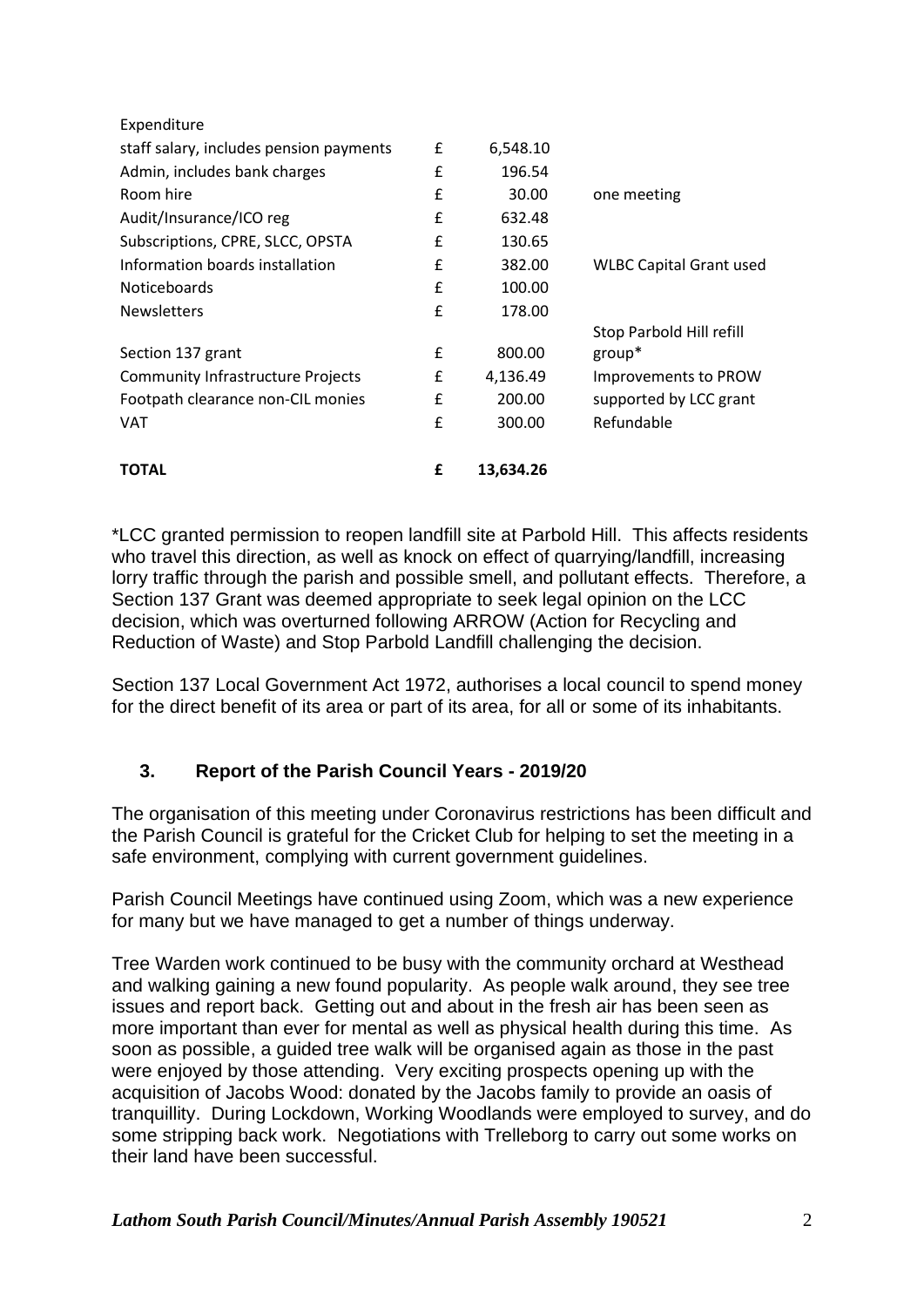| Expenditure | | | |
|---|---|---|---|
| staff salary, includes pension payments | £ | 6,548.10 | |
| Admin, includes bank charges | £ | 196.54 | |
| Room hire | £ | 30.00 | one meeting |
| Audit/Insurance/ICO reg | £ | 632.48 | |
| Subscriptions, CPRE, SLCC, OPSTA | £ | 130.65 | |
| Information boards installation | £ | 382.00 | WLBC Capital Grant used |
| Noticeboards | £ | 100.00 | |
| Newsletters | £ | 178.00 | |
| Section 137 grant | £ | 800.00 | Stop Parbold Hill refill group* |
| Community Infrastructure Projects | £ | 4,136.49 | Improvements to PROW |
| Footpath clearance non-CIL monies | £ | 200.00 | supported by LCC grant |
| VAT | £ | 300.00 | Refundable |
| **TOTAL** | **£** | **13,634.26** | |

*LCC granted permission to reopen landfill site at Parbold Hill. This affects residents who travel this direction, as well as knock on effect of quarrying/landfill, increasing lorry traffic through the parish and possible smell, and pollutant effects. Therefore, a Section 137 Grant was deemed appropriate to seek legal opinion on the LCC decision, which was overturned following ARROW (Action for Recycling and Reduction of Waste) and Stop Parbold Landfill challenging the decision.

Section 137 Local Government Act 1972, authorises a local council to spend money for the direct benefit of its area or part of its area, for all or some of its inhabitants.

## 3. Report of the Parish Council Years - 2019/20

The organisation of this meeting under Coronavirus restrictions has been difficult and the Parish Council is grateful for the Cricket Club for helping to set the meeting in a safe environment, complying with current government guidelines.

Parish Council Meetings have continued using Zoom, which was a new experience for many but we have managed to get a number of things underway.

Tree Warden work continued to be busy with the community orchard at Westhead and walking gaining a new found popularity. As people walk around, they see tree issues and report back. Getting out and about in the fresh air has been seen as more important than ever for mental as well as physical health during this time. As soon as possible, a guided tree walk will be organised again as those in the past were enjoyed by those attending. Very exciting prospects opening up with the acquisition of Jacobs Wood: donated by the Jacobs family to provide an oasis of tranquillity. During Lockdown, Working Woodlands were employed to survey, and do some stripping back work. Negotiations with Trelleborg to carry out some works on their land have been successful.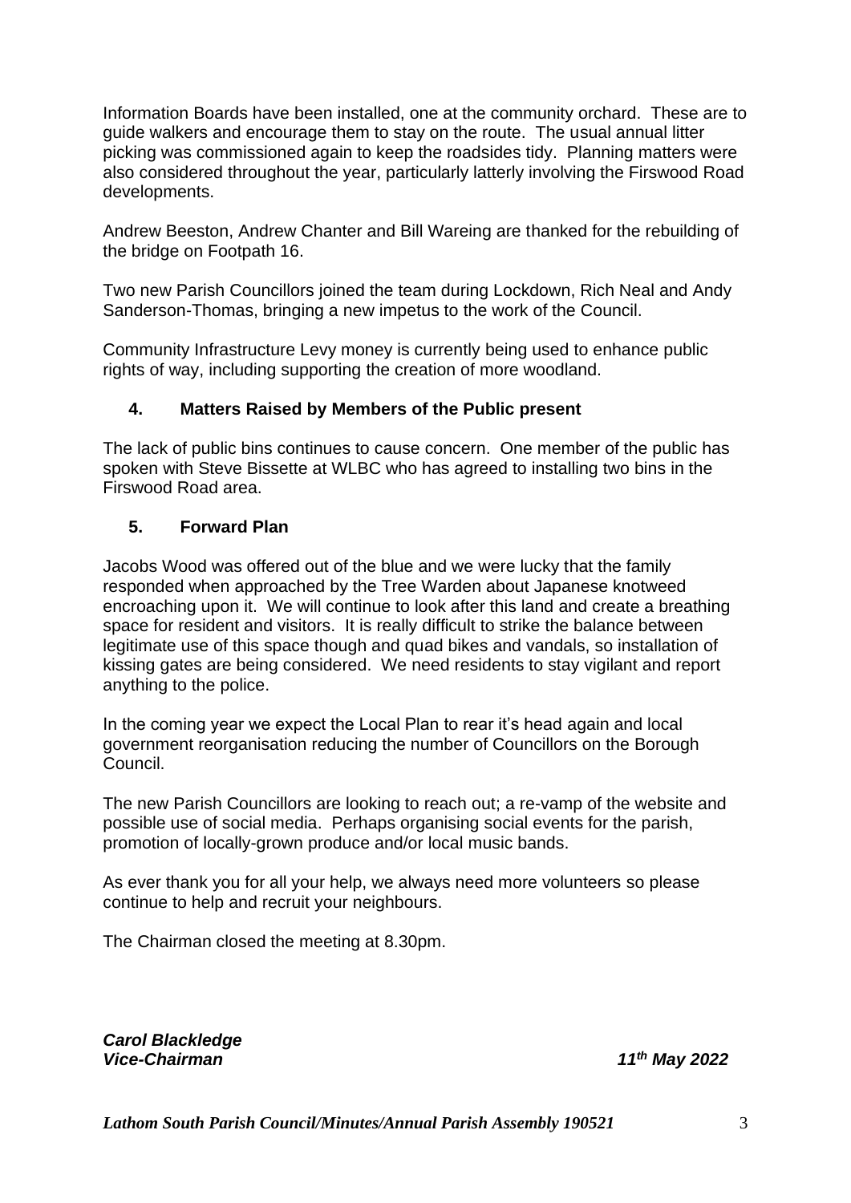Information Boards have been installed, one at the community orchard. These are to guide walkers and encourage them to stay on the route. The usual annual litter picking was commissioned again to keep the roadsides tidy. Planning matters were also considered throughout the year, particularly latterly involving the Firswood Road developments.

Andrew Beeston, Andrew Chanter and Bill Wareing are thanked for the rebuilding of the bridge on Footpath 16.

Two new Parish Councillors joined the team during Lockdown, Rich Neal and Andy Sanderson-Thomas, bringing a new impetus to the work of the Council.

Community Infrastructure Levy money is currently being used to enhance public rights of way, including supporting the creation of more woodland.

## 4. Matters Raised by Members of the Public present

The lack of public bins continues to cause concern. One member of the public has spoken with Steve Bissette at WLBC who has agreed to installing two bins in the Firswood Road area.

## 5. Forward Plan

Jacobs Wood was offered out of the blue and we were lucky that the family responded when approached by the Tree Warden about Japanese knotweed encroaching upon it. We will continue to look after this land and create a breathing space for resident and visitors. It is really difficult to strike the balance between legitimate use of this space though and quad bikes and vandals, so installation of kissing gates are being considered. We need residents to stay vigilant and report anything to the police.

In the coming year we expect the Local Plan to rear it's head again and local government reorganisation reducing the number of Councillors on the Borough Council.

The new Parish Councillors are looking to reach out; a re-vamp of the website and possible use of social media. Perhaps organising social events for the parish, promotion of locally-grown produce and/or local music bands.

As ever thank you for all your help, we always need more volunteers so please continue to help and recruit your neighbours.

The Chairman closed the meeting at 8.30pm.

***Carol Blackledge***
***Vice-Chairman*** ***11th May 2022***